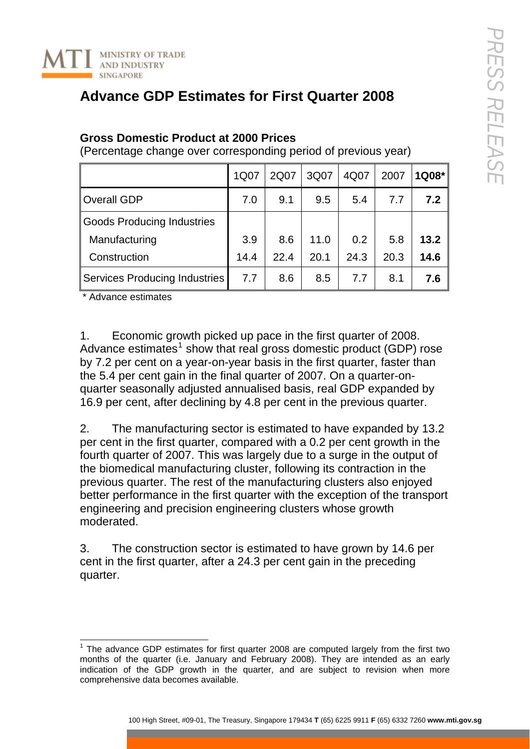MINISTRY OF TRADE AND INDUSTRY SINGAPORE

PRESS RELEASE

# Advance GDP Estimates for First Quarter 2008

**Gross Domestic Product at 2000 Prices**

(Percentage change over corresponding period of previous year)

| | 1Q07 | 2Q07 | 3Q07 | 4Q07 | 2007 | **1Q08*** |
|---|---|---|---|---|---|---|
| Overall GDP | 7.0 | 9.1 | 9.5 | 5.4 | 7.7 | **7.2** |
| Goods Producing Industries | | | | | | |
| Manufacturing | 3.9 | 8.6 | 11.0 | 0.2 | 5.8 | **13.2** |
| Construction | 14.4 | 22.4 | 20.1 | 24.3 | 20.3 | **14.6** |
| Services Producing Industries | 7.7 | 8.6 | 8.5 | 7.7 | 8.1 | **7.6** |

\* Advance estimates

1. Economic growth picked up pace in the first quarter of 2008. Advance estimates[1] show that real gross domestic product (GDP) rose by 7.2 per cent on a year-on-year basis in the first quarter, faster than the 5.4 per cent gain in the final quarter of 2007. On a quarter-on-quarter seasonally adjusted annualised basis, real GDP expanded by 16.9 per cent, after declining by 4.8 per cent in the previous quarter.

2. The manufacturing sector is estimated to have expanded by 13.2 per cent in the first quarter, compared with a 0.2 per cent growth in the fourth quarter of 2007. This was largely due to a surge in the output of the biomedical manufacturing cluster, following its contraction in the previous quarter. The rest of the manufacturing clusters also enjoyed better performance in the first quarter with the exception of the transport engineering and precision engineering clusters whose growth moderated.

3. The construction sector is estimated to have grown by 14.6 per cent in the first quarter, after a 24.3 per cent gain in the preceding quarter.

[1] The advance GDP estimates for first quarter 2008 are computed largely from the first two months of the quarter (i.e. January and February 2008). They are intended as an early indication of the GDP growth in the quarter, and are subject to revision when more comprehensive data becomes available.

100 High Street, #09-01, The Treasury, Singapore 179434 **T** (65) 6225 9911 **F** (65) 6332 7260 **www.mti.gov.sg**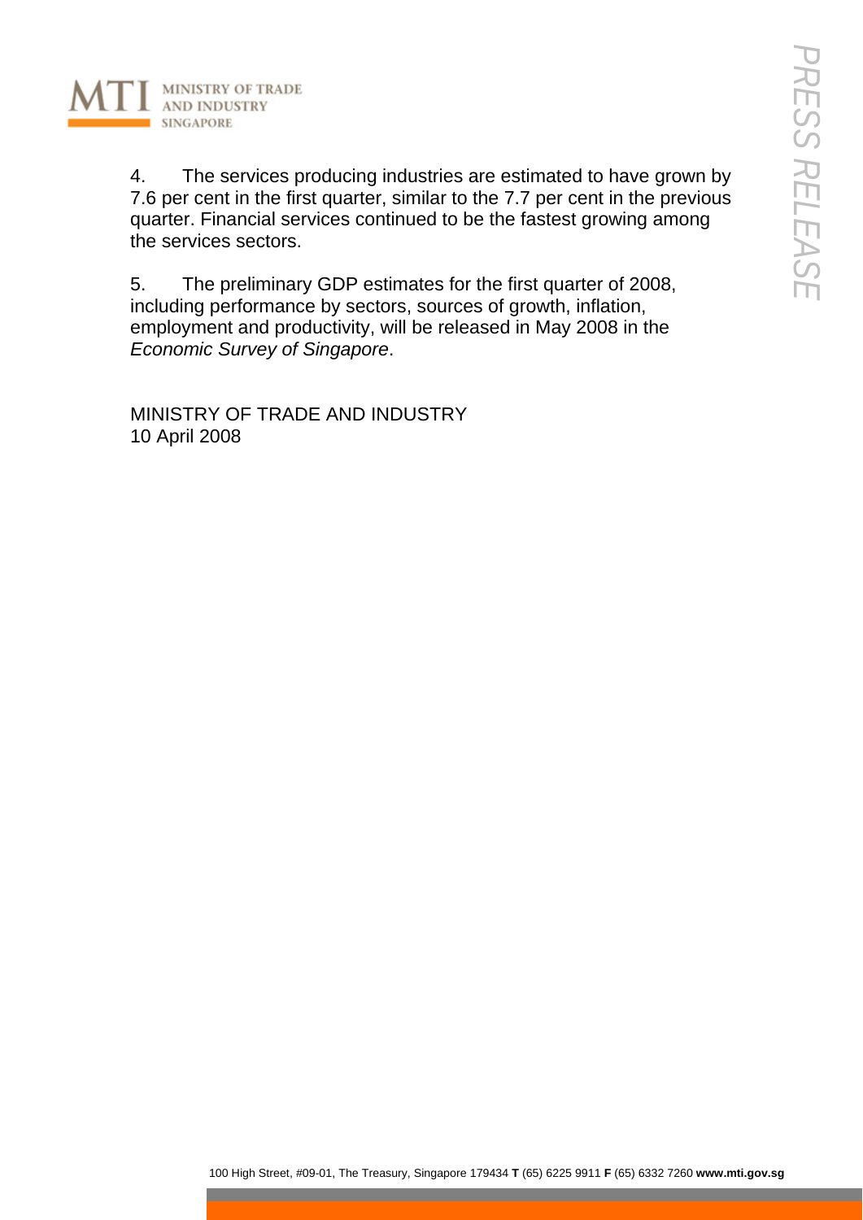4. The services producing industries are estimated to have grown by 7.6 per cent in the first quarter, similar to the 7.7 per cent in the previous quarter. Financial services continued to be the fastest growing among the services sectors.

5. The preliminary GDP estimates for the first quarter of 2008, including performance by sectors, sources of growth, inflation, employment and productivity, will be released in May 2008 in the *Economic Survey of Singapore*.

MINISTRY OF TRADE AND INDUSTRY
10 April 2008